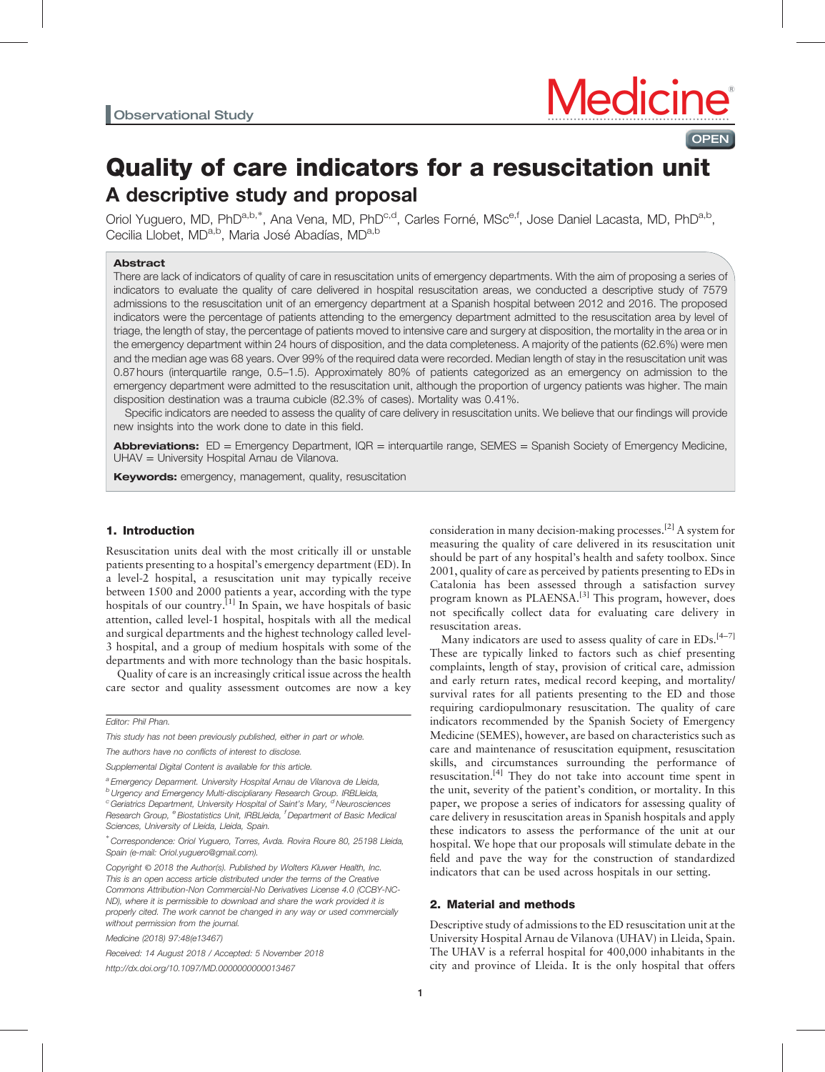Observational Study

# Quality of care indicators for a resuscitation unit

## A descriptive study and proposal

Oriol Yuguero, MD, PhD[a,b,*], Ana Vena, MD, PhD[c,d], Carles Forné, MSc[e,f], Jose Daniel Lacasta, MD, PhD[a,b], Cecilia Llobet, MD[a,b], Maria José Abadías, MD[a,b]

### Abstract

There are lack of indicators of quality of care in resuscitation units of emergency departments. With the aim of proposing a series of indicators to evaluate the quality of care delivered in hospital resuscitation areas, we conducted a descriptive study of 7579 admissions to the resuscitation unit of an emergency department at a Spanish hospital between 2012 and 2016. The proposed indicators were the percentage of patients attending to the emergency department admitted to the resuscitation area by level of triage, the length of stay, the percentage of patients moved to intensive care and surgery at disposition, the mortality in the area or in the emergency department within 24 hours of disposition, and the data completeness. A majority of the patients (62.6%) were men and the median age was 68 years. Over 99% of the required data were recorded. Median length of stay in the resuscitation unit was 0.87 hours (interquartile range, 0.5–1.5). Approximately 80% of patients categorized as an emergency on admission to the emergency department were admitted to the resuscitation unit, although the proportion of urgency patients was higher. The main disposition destination was a trauma cubicle (82.3% of cases). Mortality was 0.41%.

Specific indicators are needed to assess the quality of care delivery in resuscitation units. We believe that our findings will provide new insights into the work done to date in this field.

**Abbreviations:** ED = Emergency Department, IQR = interquartile range, SEMES = Spanish Society of Emergency Medicine, UHAV = University Hospital Arnau de Vilanova.

**Keywords:** emergency, management, quality, resuscitation

## 1. Introduction

Resuscitation units deal with the most critically ill or unstable patients presenting to a hospital's emergency department (ED). In a level-2 hospital, a resuscitation unit may typically receive between 1500 and 2000 patients a year, according with the type hospitals of our country.[1] In Spain, we have hospitals of basic attention, called level-1 hospital, hospitals with all the medical and surgical departments and with the highest technology called level-3 hospital, and a group of medium hospitals with some of the departments and with more technology than the basic hospitals.

Quality of care is an increasingly critical issue across the health care sector and quality assessment outcomes are now a key consideration in many decision-making processes.[2] A system for measuring the quality of care delivered in its resuscitation unit should be part of any hospital's health and safety toolbox. Since 2001, quality of care as perceived by patients presenting to EDs in Catalonia has been assessed through a satisfaction survey program known as PLAENSA.[3] This program, however, does not specifically collect data for evaluating care delivery in resuscitation areas.

Many indicators are used to assess quality of care in EDs.[4–7] These are typically linked to factors such as chief presenting complaints, length of stay, provision of critical care, admission and early return rates, medical record keeping, and mortality/survival rates for all patients presenting to the ED and those requiring cardiopulmonary resuscitation. The quality of care indicators recommended by the Spanish Society of Emergency Medicine (SEMES), however, are based on characteristics such as care and maintenance of resuscitation equipment, resuscitation skills, and circumstances surrounding the performance of resuscitation.[4] They do not take into account time spent in the unit, severity of the patient's condition, or mortality. In this paper, we propose a series of indicators for assessing quality of care delivery in resuscitation areas in Spanish hospitals and apply these indicators to assess the performance of the unit at our hospital. We hope that our proposals will stimulate debate in the field and pave the way for the construction of standardized indicators that can be used across hospitals in our setting.

## 2. Material and methods

Descriptive study of admissions to the ED resuscitation unit at the University Hospital Arnau de Vilanova (UHAV) in Lleida, Spain. The UHAV is a referral hospital for 400,000 inhabitants in the city and province of Lleida. It is the only hospital that offers

---

Editor: Phil Phan.

This study has not been previously published, either in part or whole.

The authors have no conflicts of interest to disclose.

Supplemental Digital Content is available for this article.

[a] Emergency Deparment. University Hospital Arnau de Vilanova de Lleida, [b] Urgency and Emergency Multi-disciplinary Research Group. IRBLleida, [c] Geriatrics Department, University Hospital of Saint's Mary, [d] Neurosciences Research Group, [e] Biostatistics Unit, IRBLleida, [f] Department of Basic Medical Sciences, University of Lleida, Lleida, Spain.

[*] Correspondence: Oriol Yuguero, Torres, Avda. Rovira Roure 80, 25198 Lleida, Spain (e-mail: Oriol.yuguero@gmail.com).

Copyright © 2018 the Author(s). Published by Wolters Kluwer Health, Inc. This is an open access article distributed under the terms of the Creative Commons Attribution-Non Commercial-No Derivatives License 4.0 (CCBY-NC-ND), where it is permissible to download and share the work provided it is properly cited. The work cannot be changed in any way or used commercially without permission from the journal.

Medicine (2018) 97:48(e13467)

Received: 14 August 2018 / Accepted: 5 November 2018

http://dx.doi.org/10.1097/MD.0000000000013467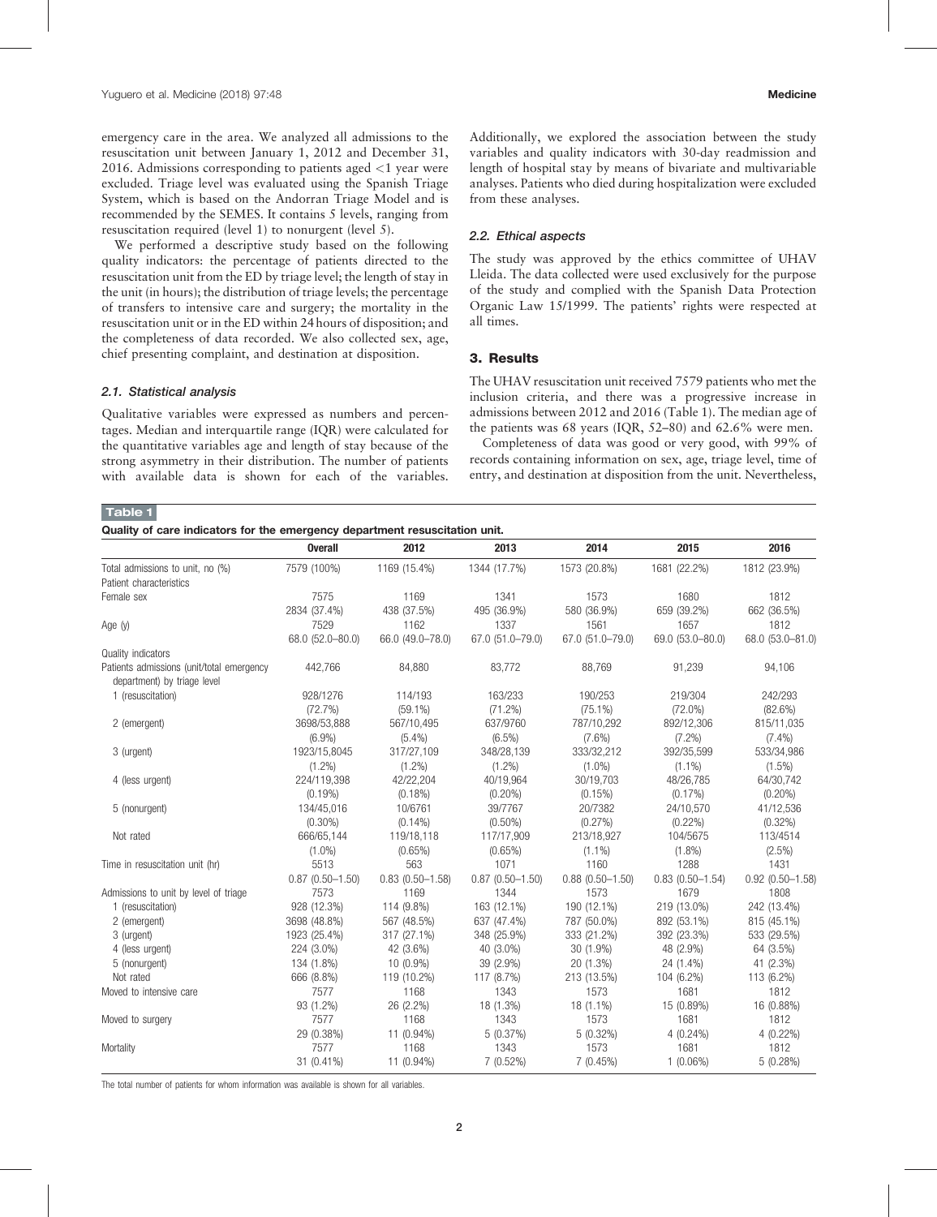emergency care in the area. We analyzed all admissions to the resuscitation unit between January 1, 2012 and December 31, 2016. Admissions corresponding to patients aged <1 year were excluded. Triage level was evaluated using the Spanish Triage System, which is based on the Andorran Triage Model and is recommended by the SEMES. It contains 5 levels, ranging from resuscitation required (level 1) to nonurgent (level 5).

We performed a descriptive study based on the following quality indicators: the percentage of patients directed to the resuscitation unit from the ED by triage level; the length of stay in the unit (in hours); the distribution of triage levels; the percentage of transfers to intensive care and surgery; the mortality in the resuscitation unit or in the ED within 24 hours of disposition; and the completeness of data recorded. We also collected sex, age, chief presenting complaint, and destination at disposition.

### 2.1. Statistical analysis

Qualitative variables were expressed as numbers and percentages. Median and interquartile range (IQR) were calculated for the quantitative variables age and length of stay because of the strong asymmetry in their distribution. The number of patients with available data is shown for each of the variables. Additionally, we explored the association between the study variables and quality indicators with 30-day readmission and length of hospital stay by means of bivariate and multivariable analyses. Patients who died during hospitalization were excluded from these analyses.

### 2.2. Ethical aspects

The study was approved by the ethics committee of UHAV Lleida. The data collected were used exclusively for the purpose of the study and complied with the Spanish Data Protection Organic Law 15/1999. The patients' rights were respected at all times.

## 3. Results

The UHAV resuscitation unit received 7579 patients who met the inclusion criteria, and there was a progressive increase in admissions between 2012 and 2016 (Table 1). The median age of the patients was 68 years (IQR, 52–80) and 62.6% were men.

Completeness of data was good or very good, with 99% of records containing information on sex, age, triage level, time of entry, and destination at disposition from the unit. Nevertheless,

**Table 1**

**Quality of care indicators for the emergency department resuscitation unit.**

| | Overall | 2012 | 2013 | 2014 | 2015 | 2016 |
|---|---|---|---|---|---|---|
| Total admissions to unit, no (%) | 7579 (100%) | 1169 (15.4%) | 1344 (17.7%) | 1573 (20.8%) | 1681 (22.2%) | 1812 (23.9%) |
| Patient characteristics | | | | | | |
| Female sex | 7575<br>2834 (37.4%) | 1169<br>438 (37.5%) | 1341<br>495 (36.9%) | 1573<br>580 (36.9%) | 1680<br>659 (39.2%) | 1812<br>662 (36.5%) |
| Age (y) | 7529<br>68.0 (52.0–80.0) | 1162<br>66.0 (49.0–78.0) | 1337<br>67.0 (51.0–79.0) | 1561<br>67.0 (51.0–79.0) | 1657<br>69.0 (53.0–80.0) | 1812<br>68.0 (53.0–81.0) |
| Quality indicators | | | | | | |
| Patients admissions (unit/total emergency department) by triage level | 442,766 | 84,880 | 83,772 | 88,769 | 91,239 | 94,106 |
| 1 (resuscitation) | 928/1276<br>(72.7%) | 114/193<br>(59.1%) | 163/233<br>(71.2%) | 190/253<br>(75.1%) | 219/304<br>(72.0%) | 242/293<br>(82.6%) |
| 2 (emergent) | 3698/53,888<br>(6.9%) | 567/10,495<br>(5.4%) | 637/9760<br>(6.5%) | 787/10,292<br>(7.6%) | 892/12,306<br>(7.2%) | 815/11,035<br>(7.4%) |
| 3 (urgent) | 1923/15,8045<br>(1.2%) | 317/27,109<br>(1.2%) | 348/28,139<br>(1.2%) | 333/32,212<br>(1.0%) | 392/35,599<br>(1.1%) | 533/34,986<br>(1.5%) |
| 4 (less urgent) | 224/119,398<br>(0.19%) | 42/22,204<br>(0.18%) | 40/19,964<br>(0.20%) | 30/19,703<br>(0.15%) | 48/26,785<br>(0.17%) | 64/30,742<br>(0.20%) |
| 5 (nonurgent) | 134/45,016<br>(0.30%) | 10/6761<br>(0.14%) | 39/7767<br>(0.50%) | 20/7382<br>(0.27%) | 24/10,570<br>(0.22%) | 41/12,536<br>(0.32%) |
| Not rated | 666/65,144<br>(1.0%) | 119/18,118<br>(0.65%) | 117/17,909<br>(0.65%) | 213/18,927<br>(1.1%) | 104/5675<br>(1.8%) | 113/4514<br>(2.5%) |
| Time in resuscitation unit (hr) | 5513<br>0.87 (0.50–1.50) | 563<br>0.83 (0.50–1.58) | 1071<br>0.87 (0.50–1.50) | 1160<br>0.88 (0.50–1.50) | 1288<br>0.83 (0.50–1.54) | 1431<br>0.92 (0.50–1.58) |
| Admissions to unit by level of triage | 7573 | 1169 | 1344 | 1573 | 1679 | 1808 |
| 1 (resuscitation) | 928 (12.3%) | 114 (9.8%) | 163 (12.1%) | 190 (12.1%) | 219 (13.0%) | 242 (13.4%) |
| 2 (emergent) | 3698 (48.8%) | 567 (48.5%) | 637 (47.4%) | 787 (50.0%) | 892 (53.1%) | 815 (45.1%) |
| 3 (urgent) | 1923 (25.4%) | 317 (27.1%) | 348 (25.9%) | 333 (21.2%) | 392 (23.3%) | 533 (29.5%) |
| 4 (less urgent) | 224 (3.0%) | 42 (3.6%) | 40 (3.0%) | 30 (1.9%) | 48 (2.9%) | 64 (3.5%) |
| 5 (nonurgent) | 134 (1.8%) | 10 (0.9%) | 39 (2.9%) | 20 (1.3%) | 24 (1.4%) | 41 (2.3%) |
| Not rated | 666 (8.8%) | 119 (10.2%) | 117 (8.7%) | 213 (13.5%) | 104 (6.2%) | 113 (6.2%) |
| Moved to intensive care | 7577<br>93 (1.2%) | 1168<br>26 (2.2%) | 1343<br>18 (1.3%) | 1573<br>18 (1.1%) | 1681<br>15 (0.89%) | 1812<br>16 (0.88%) |
| Moved to surgery | 7577<br>29 (0.38%) | 1168<br>11 (0.94%) | 1343<br>5 (0.37%) | 1573<br>5 (0.32%) | 1681<br>4 (0.24%) | 1812<br>4 (0.22%) |
| Mortality | 7577<br>31 (0.41%) | 1168<br>11 (0.94%) | 1343<br>7 (0.52%) | 1573<br>7 (0.45%) | 1681<br>1 (0.06%) | 1812<br>5 (0.28%) |

The total number of patients for whom information was available is shown for all variables.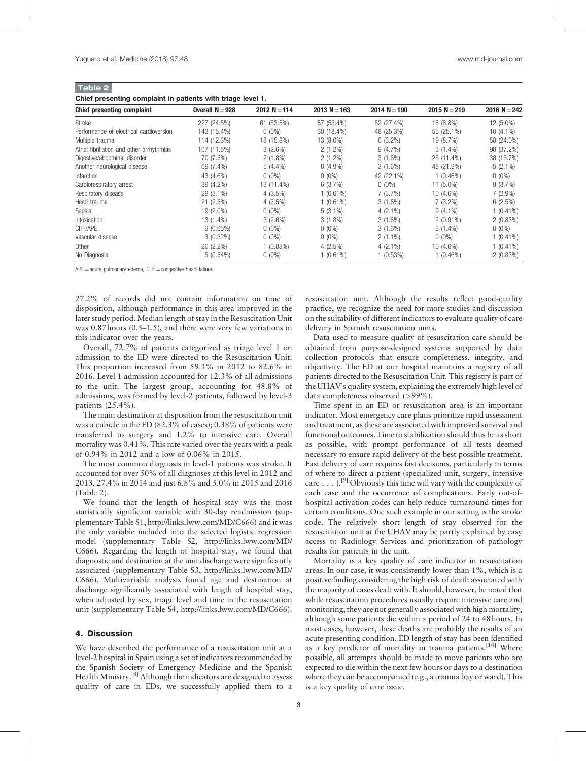**Table 2**

**Chief presenting complaint in patients with triage level 1.**

| Chief presenting complaint | Overall N=928 | 2012 N=114 | 2013 N=163 | 2014 N=190 | 2015 N=219 | 2016 N=242 |
|---|---|---|---|---|---|---|
| Stroke | 227 (24.5%) | 61 (53.5%) | 87 (53.4%) | 52 (27.4%) | 15 (6.8%) | 12 (5.0%) |
| Performance of electrical cardioversion | 143 (15.4%) | 0 (0%) | 30 (18.4%) | 48 (25.3%) | 55 (25.1%) | 10 (4.1%) |
| Multiple trauma | 114 (12.3%) | 18 (15.8%) | 13 (8.0%) | 6 (3.2%) | 19 (8.7%) | 58 (24.0%) |
| Atrial fibrillation and other arrhythmias | 107 (11.5%) | 3 (2.6%) | 2 (1.2%) | 9 (4.7%) | 3 (1.4%) | 90 (37.2%) |
| Digestive/abdominal disorder | 70 (7.5%) | 2 (1.8%) | 2 (1.2%) | 3 (1.6%) | 25 (11.4%) | 38 (15.7%) |
| Another neurological disease | 69 (7.4%) | 5 (4.4%) | 8 (4.9%) | 3 (1.6%) | 48 (21.9%) | 5 (2.1%) |
| Infarction | 43 (4.6%) | 0 (0%) | 0 (0%) | 42 (22.1%) | 1 (0.46%) | 0 (0%) |
| Cardiorespiratory arrest | 39 (4.2%) | 13 (11.4%) | 6 (3.7%) | 0 (0%) | 11 (5.0%) | 9 (3.7%) |
| Respiratory disease | 29 (3.1%) | 4 (3.5%) | 1 (0.61%) | 7 (3.7%) | 10 (4.6%) | 7 (2.9%) |
| Head trauma | 21 (2.3%) | 4 (3.5%) | 1 (0.61%) | 3 (1.6%) | 7 (3.2%) | 6 (2.5%) |
| Sepsis | 19 (2.0%) | 0 (0%) | 5 (3.1%) | 4 (2.1%) | 9 (4.1%) | 1 (0.41%) |
| Intoxication | 13 (1.4%) | 3 (2.6%) | 3 (1.8%) | 3 (1.6%) | 2 (0.91%) | 2 (0.83%) |
| CHF/APE | 6 (0.65%) | 0 (0%) | 0 (0%) | 3 (1.6%) | 3 (1.4%) | 0 (0%) |
| Vascular disease | 3 (0.32%) | 0 (0%) | 0 (0%) | 2 (1.1%) | 0 (0%) | 1 (0.41%) |
| Other | 20 (2.2%) | 1 (0.88%) | 4 (2.5%) | 4 (2.1%) | 10 (4.6%) | 1 (0.41%) |
| No Diagnosis | 5 (0.54%) | 0 (0%) | 1 (0.61%) | 1 (0.53%) | 1 (0.46%) | 2 (0.83%) |

APE = acute pulmonary edema, CHF = congestive heart failure.

27.2% of records did not contain information on time of disposition, although performance in this area improved in the later study period. Median length of stay in the Resuscitation Unit was 0.87 hours (0.5–1.5), and there were very few variations in this indicator over the years.

Overall, 72.7% of patients categorized as triage level 1 on admission to the ED were directed to the Resuscitation Unit. This proportion increased from 59.1% in 2012 to 82.6% in 2016. Level 1 admission accounted for 12.3% of all admissions to the unit. The largest group, accounting for 48.8% of admissions, was formed by level-2 patients, followed by level-3 patients (25.4%).

The main destination at disposition from the resuscitation unit was a cubicle in the ED (82.3% of cases); 0.38% of patients were transferred to surgery and 1.2% to intensive care. Overall mortality was 0.41%. This rate varied over the years with a peak of 0.94% in 2012 and a low of 0.06% in 2015.

The most common diagnosis in level-1 patients was stroke. It accounted for over 50% of all diagnoses at this level in 2012 and 2013, 27.4% in 2014 and just 6.8% and 5.0% in 2015 and 2016 (Table 2).

We found that the length of hospital stay was the most statistically significant variable with 30-day readmission (supplementary Table S1, http://links.lww.com/MD/C666) and it was the only variable included into the selected logistic regression model (supplementary Table S2, http://links.lww.com/MD/C666). Regarding the length of hospital stay, we found that diagnostic and destination at the unit discharge were significantly associated (supplementary Table S3, http://links.lww.com/MD/C666). Multivariable analysis found age and destination at discharge significantly associated with length of hospital stay, when adjusted by sex, triage level and time in the resuscitation unit (supplementary Table S4, http://links.lww.com/MD/C666).

## 4. Discussion

We have described the performance of a resuscitation unit at a level-2 hospital in Spain using a set of indicators recommended by the Spanish Society of Emergency Medicine and the Spanish Health Ministry.[8] Although the indicators are designed to assess quality of care in EDs, we successfully applied them to a resuscitation unit. Although the results reflect good-quality practice, we recognize the need for more studies and discussion on the suitability of different indicators to evaluate quality of care delivery in Spanish resuscitation units.

Data used to measure quality of resuscitation care should be obtained from purpose-designed systems supported by data collection protocols that ensure completeness, integrity, and objectivity. The ED at our hospital maintains a registry of all patients directed to the Resuscitation Unit. This registry is part of the UHAV's quality system, explaining the extremely high level of data completeness observed (>99%).

Time spent in an ED or resuscitation area is an important indicator. Most emergency care plans prioritize rapid assessment and treatment, as these are associated with improved survival and functional outcomes. Time to stabilization should thus be as short as possible, with prompt performance of all tests deemed necessary to ensure rapid delivery of the best possible treatment. Fast delivery of care requires fast decisions, particularly in terms of where to direct a patient (specialized unit, surgery, intensive care . . . ).[9] Obviously this time will vary with the complexity of each case and the occurrence of complications. Early out-of-hospital activation codes can help reduce turnaround times for certain conditions. One such example in our setting is the stroke code. The relatively short length of stay observed for the resuscitation unit at the UHAV may be partly explained by easy access to Radiology Services and prioritization of pathology results for patients in the unit.

Mortality is a key quality of care indicator in resuscitation areas. In our case, it was consistently lower than 1%, which is a positive finding considering the high risk of death associated with the majority of cases dealt with. It should, however, be noted that while resuscitation procedures usually require intensive care and monitoring, they are not generally associated with high mortality, although some patients die within a period of 24 to 48 hours. In most cases, however, these deaths are probably the results of an acute presenting condition. ED length of stay has been identified as a key predictor of mortality in trauma patients.[10] Where possible, all attempts should be made to move patients who are expected to die within the next few hours or days to a destination where they can be accompanied (e.g., a trauma bay or ward). This is a key quality of care issue.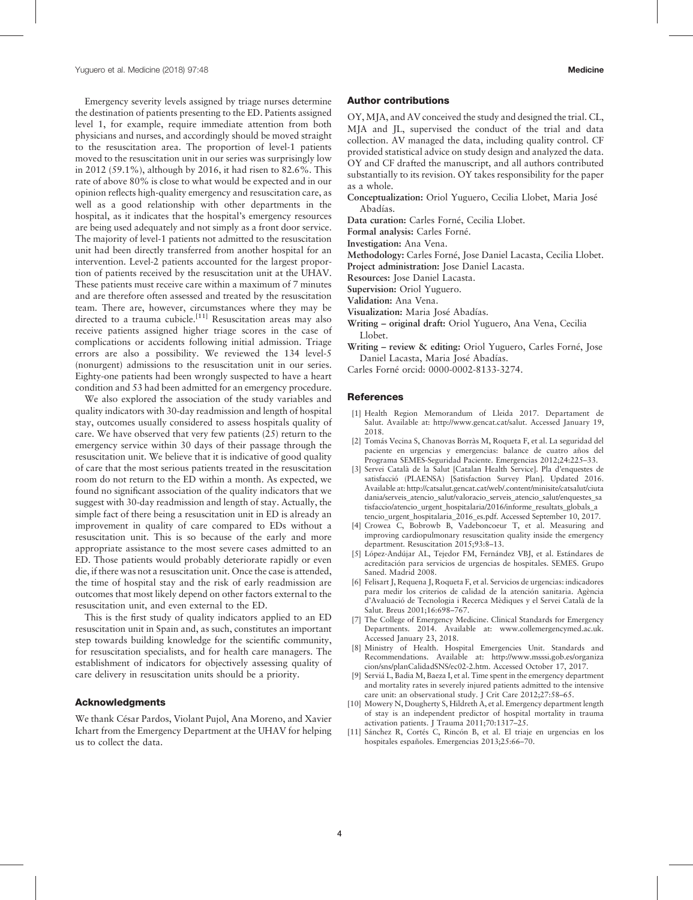Emergency severity levels assigned by triage nurses determine the destination of patients presenting to the ED. Patients assigned level 1, for example, require immediate attention from both physicians and nurses, and accordingly should be moved straight to the resuscitation area. The proportion of level-1 patients moved to the resuscitation unit in our series was surprisingly low in 2012 (59.1%), although by 2016, it had risen to 82.6%. This rate of above 80% is close to what would be expected and in our opinion reflects high-quality emergency and resuscitation care, as well as a good relationship with other departments in the hospital, as it indicates that the hospital's emergency resources are being used adequately and not simply as a front door service. The majority of level-1 patients not admitted to the resuscitation unit had been directly transferred from another hospital for an intervention. Level-2 patients accounted for the largest proportion of patients received by the resuscitation unit at the UHAV. These patients must receive care within a maximum of 7 minutes and are therefore often assessed and treated by the resuscitation team. There are, however, circumstances where they may be directed to a trauma cubicle.[11] Resuscitation areas may also receive patients assigned higher triage scores in the case of complications or accidents following initial admission. Triage errors are also a possibility. We reviewed the 134 level-5 (nonurgent) admissions to the resuscitation unit in our series. Eighty-one patients had been wrongly suspected to have a heart condition and 53 had been admitted for an emergency procedure.

We also explored the association of the study variables and quality indicators with 30-day readmission and length of hospital stay, outcomes usually considered to assess hospitals quality of care. We have observed that very few patients (25) return to the emergency service within 30 days of their passage through the resuscitation unit. We believe that it is indicative of good quality of care that the most serious patients treated in the resuscitation room do not return to the ED within a month. As expected, we found no significant association of the quality indicators that we suggest with 30-day readmission and length of stay. Actually, the simple fact of there being a resuscitation unit in ED is already an improvement in quality of care compared to EDs without a resuscitation unit. This is so because of the early and more appropriate assistance to the most severe cases admitted to an ED. Those patients would probably deteriorate rapidly or even die, if there was not a resuscitation unit. Once the case is attended, the time of hospital stay and the risk of early readmission are outcomes that most likely depend on other factors external to the resuscitation unit, and even external to the ED.

This is the first study of quality indicators applied to an ED resuscitation unit in Spain and, as such, constitutes an important step towards building knowledge for the scientific community, for resuscitation specialists, and for health care managers. The establishment of indicators for objectively assessing quality of care delivery in resuscitation units should be a priority.

## Acknowledgments

We thank César Pardos, Violant Pujol, Ana Moreno, and Xavier Ichart from the Emergency Department at the UHAV for helping us to collect the data.

## Author contributions

OY, MJA, and AV conceived the study and designed the trial. CL, MJA and JL, supervised the conduct of the trial and data collection. AV managed the data, including quality control. CF provided statistical advice on study design and analyzed the data. OY and CF drafted the manuscript, and all authors contributed substantially to its revision. OY takes responsibility for the paper as a whole.

**Conceptualization:** Oriol Yuguero, Cecilia Llobet, Maria José Abadías.

**Data curation:** Carles Forné, Cecilia Llobet.

**Formal analysis:** Carles Forné.

**Investigation:** Ana Vena.

**Methodology:** Carles Forné, Jose Daniel Lacasta, Cecilia Llobet.

**Project administration:** Jose Daniel Lacasta.

**Resources:** Jose Daniel Lacasta.

**Supervision:** Oriol Yuguero.

**Validation:** Ana Vena.

**Visualization:** Maria José Abadías.

**Writing – original draft:** Oriol Yuguero, Ana Vena, Cecilia Llobet.

**Writing – review & editing:** Oriol Yuguero, Carles Forné, Jose Daniel Lacasta, Maria José Abadías.

Carles Forné orcid: 0000-0002-8133-3274.

## References

[1] Health Region Memorandum of Lleida 2017. Departament de Salut. Available at: http://www.gencat.cat/salut. Accessed January 19, 2018.

[2] Tomás Vecina S, Chanovas Borràs M, Roqueta F, et al. La seguridad del paciente en urgencias y emergencias: balance de cuatro años del Programa SEMES-Seguridad Paciente. Emergencias 2012;24:225–33.

[3] Servei Català de la Salut [Catalan Health Service]. Pla d'enquestes de satisfacció (PLAENSA) [Satisfaction Survey Plan]. Updated 2016. Available at: http://catsalut.gencat.cat/web/.content/minisite/catsalut/ciutadania/serveis_atencio_salut/valoracio_serveis_atencio_salut/enquestes_satisfaccio/atencio_urgent_hospitalaria/2016/informe_resultats_globals_atencio_urgent_hospitalaria_2016_es.pdf. Accessed September 10, 2017.

[4] Crowea C, Bobrowb B, Vadeboncoeur T, et al. Measuring and improving cardiopulmonary resuscitation quality inside the emergency department. Resuscitation 2015;93:8–13.

[5] López-Andújar AL, Tejedor FM, Fernández VBJ, et al. Estándares de acreditación para servicios de urgencias de hospitales. SEMES. Grupo Saned. Madrid 2008.

[6] Felisart J, Requena J, Roqueta F, et al. Servicios de urgencias: indicadores para medir los criterios de calidad de la atención sanitaria. Agència d'Avaluació de Tecnologia i Recerca Mèdiques y el Servei Català de la Salut. Breus 2001;16:698–767.

[7] The College of Emergency Medicine. Clinical Standards for Emergency Departments. 2014. Available at: www.collemergencymed.ac.uk. Accessed January 23, 2018.

[8] Ministry of Health. Hospital Emergencies Unit. Standards and Recommendations. Available at: http://www.msssi.gob.es/organizacion/sns/planCalidadSNS/ec02-2.htm. Accessed October 17, 2017.

[9] Serviá L, Badia M, Baeza I, et al. Time spent in the emergency department and mortality rates in severely injured patients admitted to the intensive care unit: an observational study. J Crit Care 2012;27:58–65.

[10] Mowery N, Dougherty S, Hildreth A, et al. Emergency department length of stay is an independent predictor of hospital mortality in trauma activation patients. J Trauma 2011;70:1317–25.

[11] Sánchez R, Cortés C, Rincón B, et al. El triaje en urgencias en los hospitales españoles. Emergencias 2013;25:66–70.